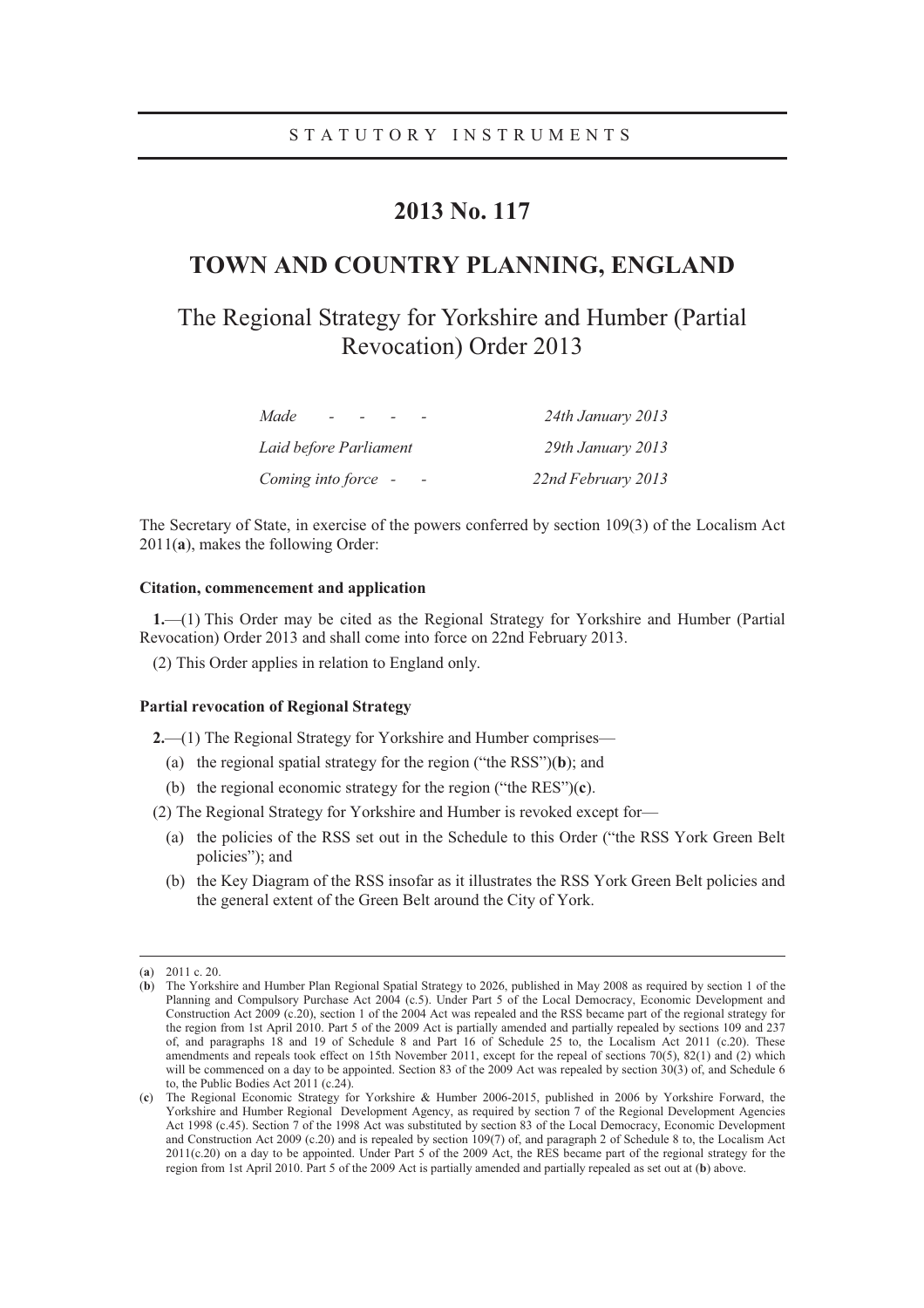STATUTORY INSTRUMENTS

# 2013 No. 117

## TOWN AND COUNTRY PLANNING, ENGLAND

The Regional Strategy for Yorkshire and Humber (Partial Revocation) Order 2013

| | |
|---|---|
| *Made - - - -* | *24th January 2013* |
| *Laid before Parliament* | *29th January 2013* |
| *Coming into force - -* | *22nd February 2013* |

The Secretary of State, in exercise of the powers conferred by section 109(3) of the Localism Act 2011(**a**), makes the following Order:

**Citation, commencement and application**

**1.**—(1) This Order may be cited as the Regional Strategy for Yorkshire and Humber (Partial Revocation) Order 2013 and shall come into force on 22nd February 2013.

(2) This Order applies in relation to England only.

**Partial revocation of Regional Strategy**

**2.**—(1) The Regional Strategy for Yorkshire and Humber comprises—

(a) the regional spatial strategy for the region ("the RSS")(**b**); and

(b) the regional economic strategy for the region ("the RES")(**c**).

(2) The Regional Strategy for Yorkshire and Humber is revoked except for—

(a) the policies of the RSS set out in the Schedule to this Order ("the RSS York Green Belt policies"); and

(b) the Key Diagram of the RSS insofar as it illustrates the RSS York Green Belt policies and the general extent of the Green Belt around the City of York.

---

(**a**) 2011 c. 20.

(**b**) The Yorkshire and Humber Plan Regional Spatial Strategy to 2026, published in May 2008 as required by section 1 of the Planning and Compulsory Purchase Act 2004 (c.5). Under Part 5 of the Local Democracy, Economic Development and Construction Act 2009 (c.20), section 1 of the 2004 Act was repealed and the RSS became part of the regional strategy for the region from 1st April 2010. Part 5 of the 2009 Act is partially amended and partially repealed by sections 109 and 237 of, and paragraphs 18 and 19 of Schedule 8 and Part 16 of Schedule 25 to, the Localism Act 2011 (c.20). These amendments and repeals took effect on 15th November 2011, except for the repeal of sections 70(5), 82(1) and (2) which will be commenced on a day to be appointed. Section 83 of the 2009 Act was repealed by section 30(3) of, and Schedule 6 to, the Public Bodies Act 2011 (c.24).

(**c**) The Regional Economic Strategy for Yorkshire & Humber 2006-2015, published in 2006 by Yorkshire Forward, the Yorkshire and Humber Regional Development Agency, as required by section 7 of the Regional Development Agencies Act 1998 (c.45). Section 7 of the 1998 Act was substituted by section 83 of the Local Democracy, Economic Development and Construction Act 2009 (c.20) and is repealed by section 109(7) of, and paragraph 2 of Schedule 8 to, the Localism Act 2011(c.20) on a day to be appointed. Under Part 5 of the 2009 Act, the RES became part of the regional strategy for the region from 1st April 2010. Part 5 of the 2009 Act is partially amended and partially repealed as set out at (**b**) above.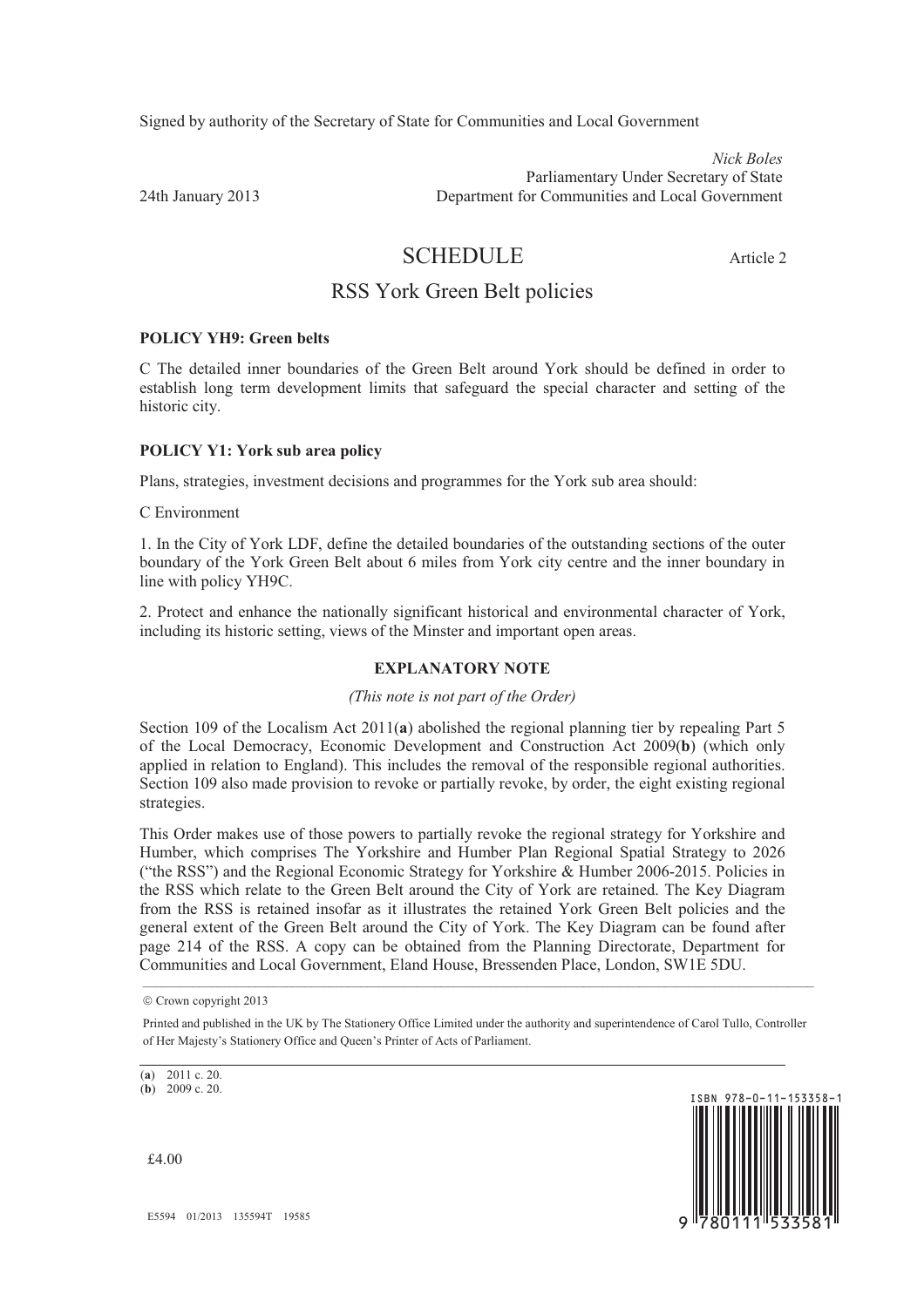Signed by authority of the Secretary of State for Communities and Local Government

24th January 2013

*Nick Boles*
Parliamentary Under Secretary of State
Department for Communities and Local Government

# SCHEDULE

Article 2

## RSS York Green Belt policies

**POLICY YH9: Green belts**

C The detailed inner boundaries of the Green Belt around York should be defined in order to establish long term development limits that safeguard the special character and setting of the historic city.

**POLICY Y1: York sub area policy**

Plans, strategies, investment decisions and programmes for the York sub area should:

C Environment

1. In the City of York LDF, define the detailed boundaries of the outstanding sections of the outer boundary of the York Green Belt about 6 miles from York city centre and the inner boundary in line with policy YH9C.

2. Protect and enhance the nationally significant historical and environmental character of York, including its historic setting, views of the Minster and important open areas.

### EXPLANATORY NOTE

*(This note is not part of the Order)*

Section 109 of the Localism Act 2011(**a**) abolished the regional planning tier by repealing Part 5 of the Local Democracy, Economic Development and Construction Act 2009(**b**) (which only applied in relation to England). This includes the removal of the responsible regional authorities. Section 109 also made provision to revoke or partially revoke, by order, the eight existing regional strategies.

This Order makes use of those powers to partially revoke the regional strategy for Yorkshire and Humber, which comprises The Yorkshire and Humber Plan Regional Spatial Strategy to 2026 ("the RSS") and the Regional Economic Strategy for Yorkshire & Humber 2006-2015. Policies in the RSS which relate to the Green Belt around the City of York are retained. The Key Diagram from the RSS is retained insofar as it illustrates the retained York Green Belt policies and the general extent of the Green Belt around the City of York. The Key Diagram can be found after page 214 of the RSS. A copy can be obtained from the Planning Directorate, Department for Communities and Local Government, Eland House, Bressenden Place, London, SW1E 5DU.

© Crown copyright 2013

Printed and published in the UK by The Stationery Office Limited under the authority and superintendence of Carol Tullo, Controller of Her Majesty's Stationery Office and Queen's Printer of Acts of Parliament.

(**a**) 2011 c. 20.
(**b**) 2009 c. 20.

£4.00

E5594 01/2013 135594T 19585

ISBN 978-0-11-153358-1

9 780111 533581